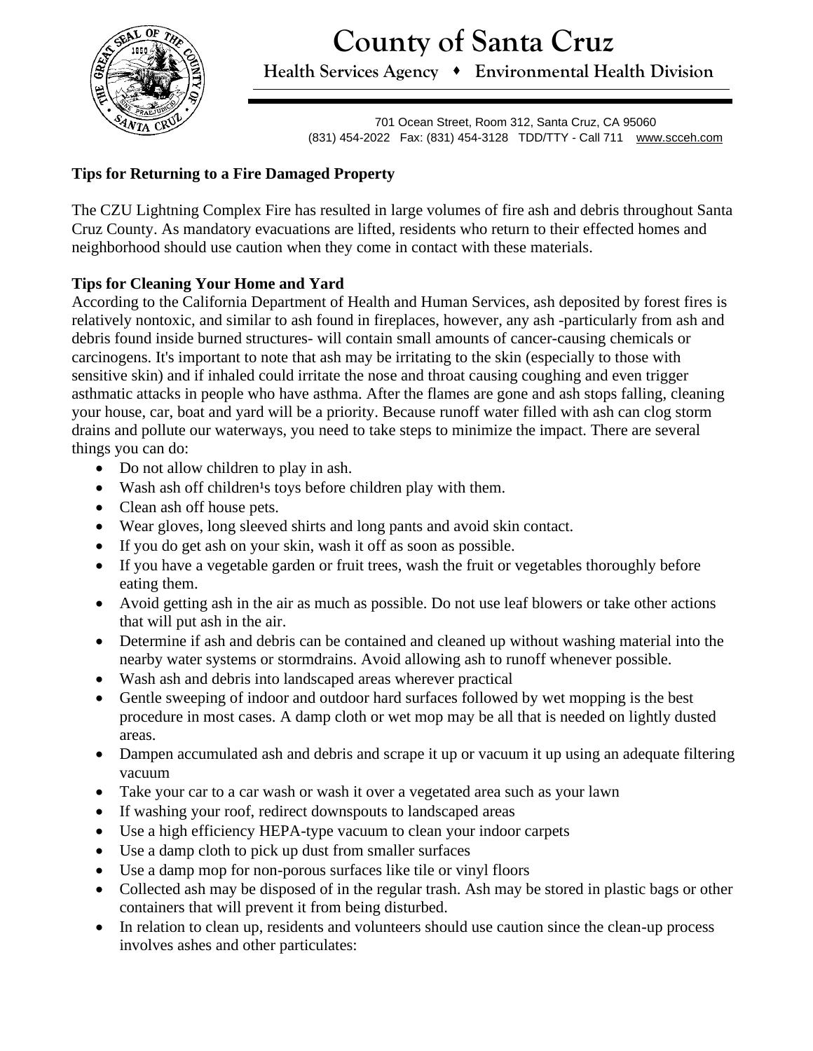# County of Santa Cruz

**Health Services Agency ♦ Environmental Health Division**

701 Ocean Street, Room 312, Santa Cruz, CA 95060
(831) 454-2022 Fax: (831) 454-3128 TDD/TTY - Call 711 www.scceh.com

**Tips for Returning to a Fire Damaged Property**

The CZU Lightning Complex Fire has resulted in large volumes of fire ash and debris throughout Santa Cruz County. As mandatory evacuations are lifted, residents who return to their effected homes and neighborhood should use caution when they come in contact with these materials.

**Tips for Cleaning Your Home and Yard**

According to the California Department of Health and Human Services, ash deposited by forest fires is relatively nontoxic, and similar to ash found in fireplaces, however, any ash -particularly from ash and debris found inside burned structures- will contain small amounts of cancer-causing chemicals or carcinogens. It's important to note that ash may be irritating to the skin (especially to those with sensitive skin) and if inhaled could irritate the nose and throat causing coughing and even trigger asthmatic attacks in people who have asthma. After the flames are gone and ash stops falling, cleaning your house, car, boat and yard will be a priority. Because runoff water filled with ash can clog storm drains and pollute our waterways, you need to take steps to minimize the impact. There are several things you can do:

- Do not allow children to play in ash.
- Wash ash off children¹s toys before children play with them.
- Clean ash off house pets.
- Wear gloves, long sleeved shirts and long pants and avoid skin contact.
- If you do get ash on your skin, wash it off as soon as possible.
- If you have a vegetable garden or fruit trees, wash the fruit or vegetables thoroughly before eating them.
- Avoid getting ash in the air as much as possible. Do not use leaf blowers or take other actions that will put ash in the air.
- Determine if ash and debris can be contained and cleaned up without washing material into the nearby water systems or stormdrains. Avoid allowing ash to runoff whenever possible.
- Wash ash and debris into landscaped areas wherever practical
- Gentle sweeping of indoor and outdoor hard surfaces followed by wet mopping is the best procedure in most cases. A damp cloth or wet mop may be all that is needed on lightly dusted areas.
- Dampen accumulated ash and debris and scrape it up or vacuum it up using an adequate filtering vacuum
- Take your car to a car wash or wash it over a vegetated area such as your lawn
- If washing your roof, redirect downspouts to landscaped areas
- Use a high efficiency HEPA-type vacuum to clean your indoor carpets
- Use a damp cloth to pick up dust from smaller surfaces
- Use a damp mop for non-porous surfaces like tile or vinyl floors
- Collected ash may be disposed of in the regular trash. Ash may be stored in plastic bags or other containers that will prevent it from being disturbed.
- In relation to clean up, residents and volunteers should use caution since the clean-up process involves ashes and other particulates: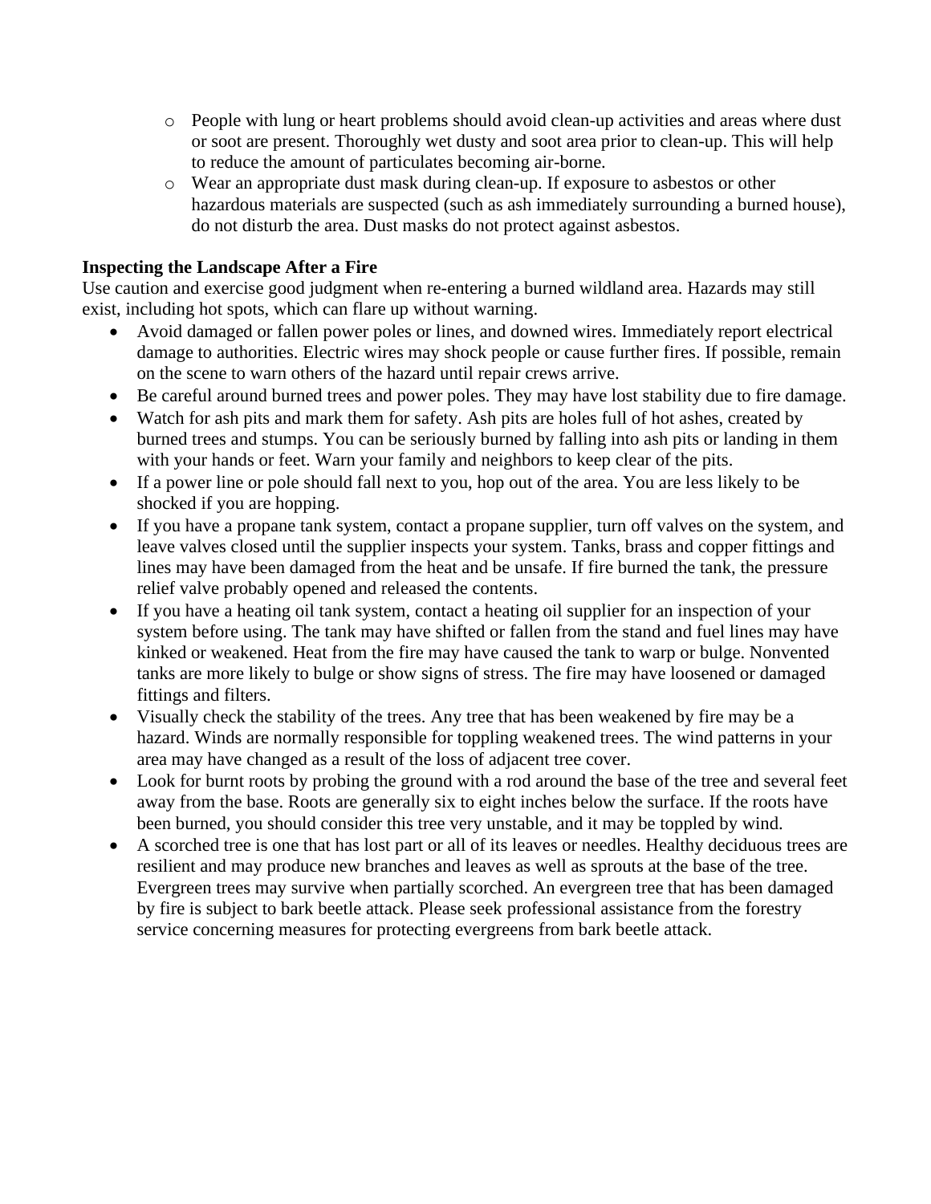- People with lung or heart problems should avoid clean-up activities and areas where dust or soot are present. Thoroughly wet dusty and soot area prior to clean-up. This will help to reduce the amount of particulates becoming air-borne.
- Wear an appropriate dust mask during clean-up. If exposure to asbestos or other hazardous materials are suspected (such as ash immediately surrounding a burned house), do not disturb the area. Dust masks do not protect against asbestos.

**Inspecting the Landscape After a Fire**

Use caution and exercise good judgment when re-entering a burned wildland area. Hazards may still exist, including hot spots, which can flare up without warning.

- Avoid damaged or fallen power poles or lines, and downed wires. Immediately report electrical damage to authorities. Electric wires may shock people or cause further fires. If possible, remain on the scene to warn others of the hazard until repair crews arrive.
- Be careful around burned trees and power poles. They may have lost stability due to fire damage.
- Watch for ash pits and mark them for safety. Ash pits are holes full of hot ashes, created by burned trees and stumps. You can be seriously burned by falling into ash pits or landing in them with your hands or feet. Warn your family and neighbors to keep clear of the pits.
- If a power line or pole should fall next to you, hop out of the area. You are less likely to be shocked if you are hopping.
- If you have a propane tank system, contact a propane supplier, turn off valves on the system, and leave valves closed until the supplier inspects your system. Tanks, brass and copper fittings and lines may have been damaged from the heat and be unsafe. If fire burned the tank, the pressure relief valve probably opened and released the contents.
- If you have a heating oil tank system, contact a heating oil supplier for an inspection of your system before using. The tank may have shifted or fallen from the stand and fuel lines may have kinked or weakened. Heat from the fire may have caused the tank to warp or bulge. Nonvented tanks are more likely to bulge or show signs of stress. The fire may have loosened or damaged fittings and filters.
- Visually check the stability of the trees. Any tree that has been weakened by fire may be a hazard. Winds are normally responsible for toppling weakened trees. The wind patterns in your area may have changed as a result of the loss of adjacent tree cover.
- Look for burnt roots by probing the ground with a rod around the base of the tree and several feet away from the base. Roots are generally six to eight inches below the surface. If the roots have been burned, you should consider this tree very unstable, and it may be toppled by wind.
- A scorched tree is one that has lost part or all of its leaves or needles. Healthy deciduous trees are resilient and may produce new branches and leaves as well as sprouts at the base of the tree. Evergreen trees may survive when partially scorched. An evergreen tree that has been damaged by fire is subject to bark beetle attack. Please seek professional assistance from the forestry service concerning measures for protecting evergreens from bark beetle attack.